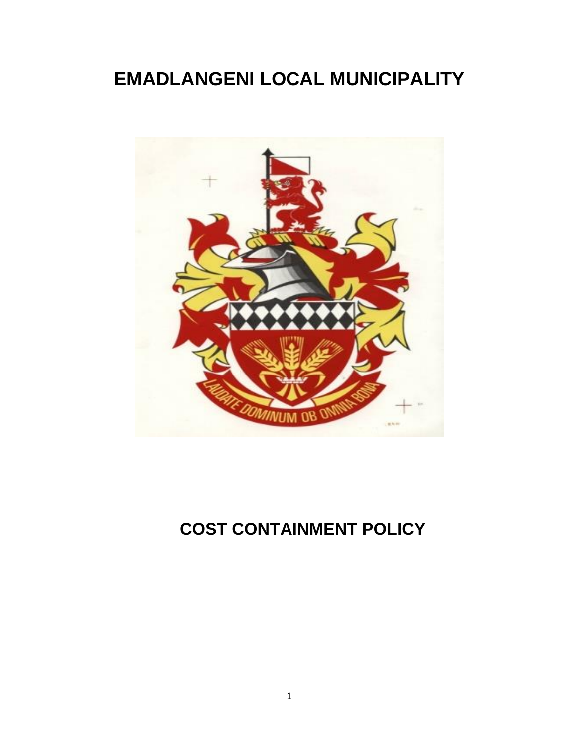# EMADLANGENI LOCAL MUNICIPALITY

# COST CONTAINMENT POLICY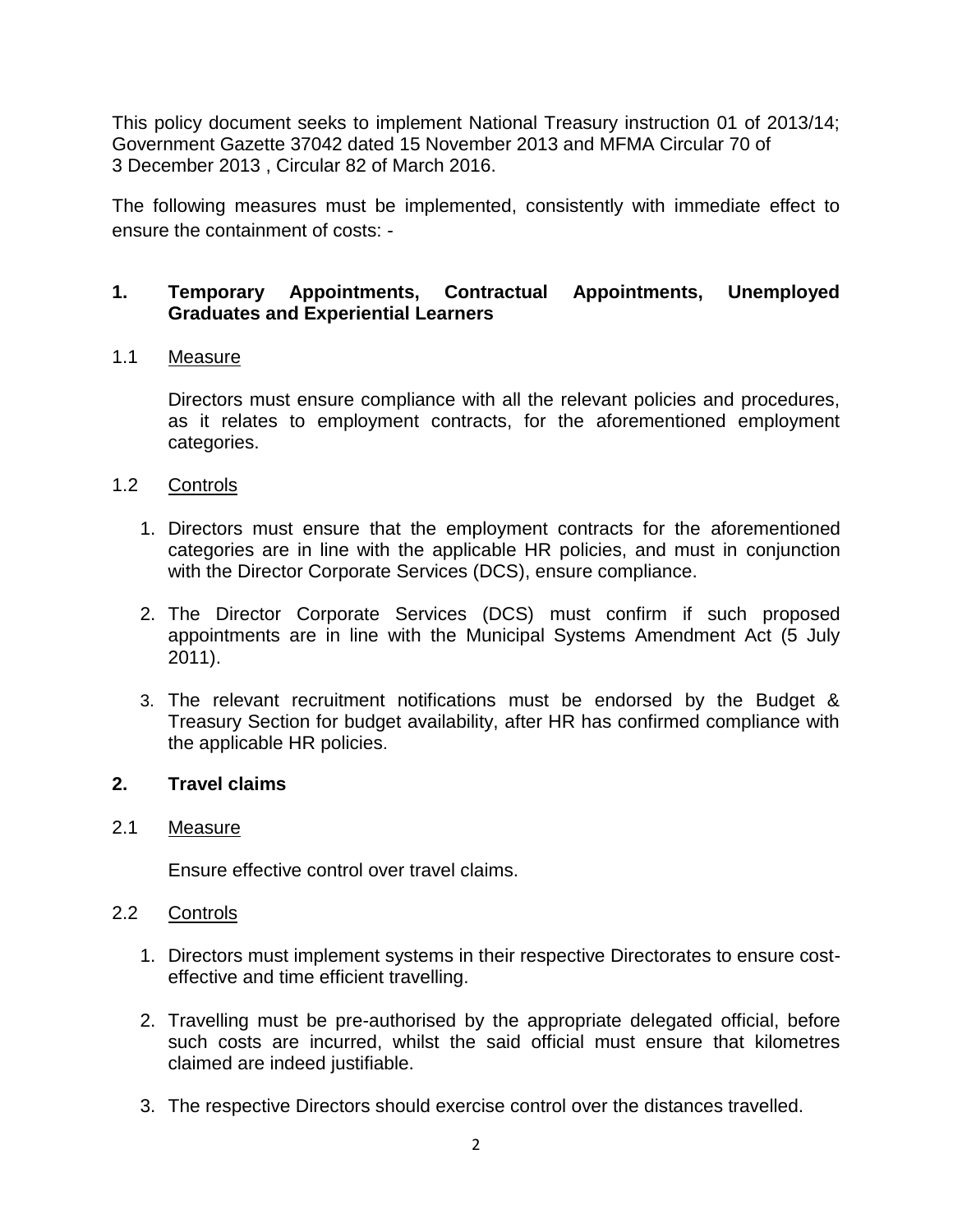This policy document seeks to implement National Treasury instruction 01 of 2013/14; Government Gazette 37042 dated 15 November 2013 and MFMA Circular 70 of 3 December 2013 , Circular 82 of March 2016.

The following measures must be implemented, consistently with immediate effect to ensure the containment of costs: -

## 1. Temporary Appointments, Contractual Appointments, Unemployed Graduates and Experiential Learners

### 1.1 Measure

Directors must ensure compliance with all the relevant policies and procedures, as it relates to employment contracts, for the aforementioned employment categories.

### 1.2 Controls

1. Directors must ensure that the employment contracts for the aforementioned categories are in line with the applicable HR policies, and must in conjunction with the Director Corporate Services (DCS), ensure compliance.

2. The Director Corporate Services (DCS) must confirm if such proposed appointments are in line with the Municipal Systems Amendment Act (5 July 2011).

3. The relevant recruitment notifications must be endorsed by the Budget & Treasury Section for budget availability, after HR has confirmed compliance with the applicable HR policies.

## 2. Travel claims

### 2.1 Measure

Ensure effective control over travel claims.

### 2.2 Controls

1. Directors must implement systems in their respective Directorates to ensure cost-effective and time efficient travelling.

2. Travelling must be pre-authorised by the appropriate delegated official, before such costs are incurred, whilst the said official must ensure that kilometres claimed are indeed justifiable.

3. The respective Directors should exercise control over the distances travelled.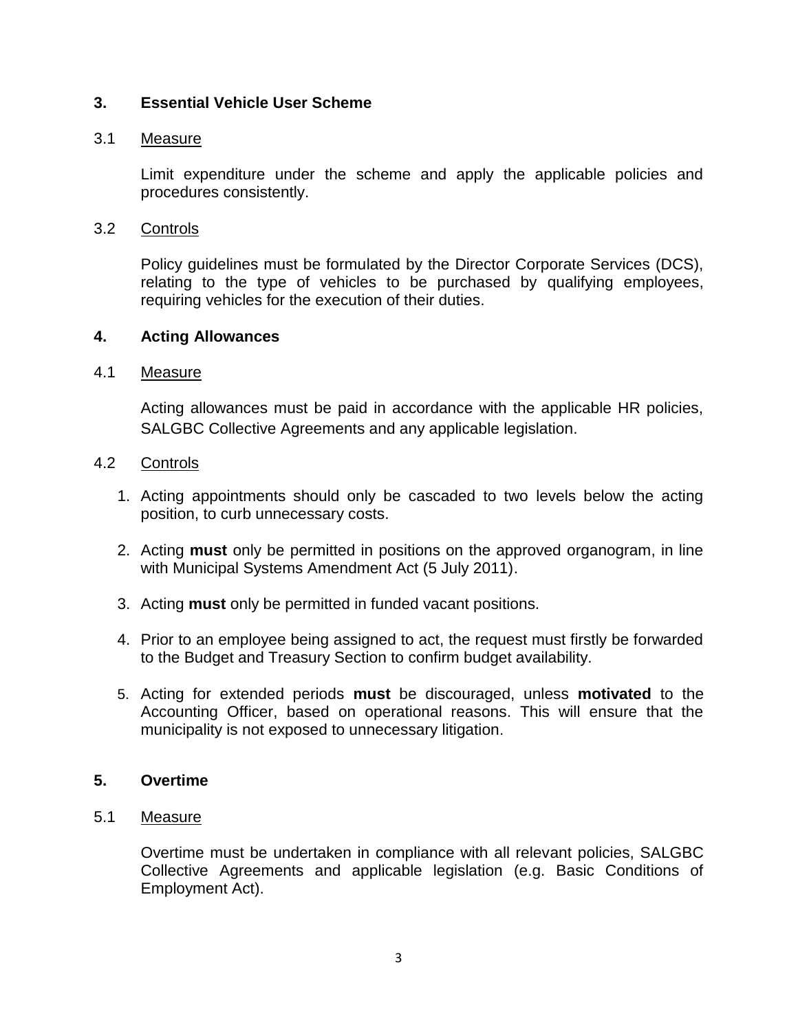## 3. Essential Vehicle User Scheme

### 3.1 Measure

Limit expenditure under the scheme and apply the applicable policies and procedures consistently.

### 3.2 Controls

Policy guidelines must be formulated by the Director Corporate Services (DCS), relating to the type of vehicles to be purchased by qualifying employees, requiring vehicles for the execution of their duties.

## 4. Acting Allowances

### 4.1 Measure

Acting allowances must be paid in accordance with the applicable HR policies, SALGBC Collective Agreements and any applicable legislation.

### 4.2 Controls

1. Acting appointments should only be cascaded to two levels below the acting position, to curb unnecessary costs.

2. Acting **must** only be permitted in positions on the approved organogram, in line with Municipal Systems Amendment Act (5 July 2011).

3. Acting **must** only be permitted in funded vacant positions.

4. Prior to an employee being assigned to act, the request must firstly be forwarded to the Budget and Treasury Section to confirm budget availability.

5. Acting for extended periods **must** be discouraged, unless **motivated** to the Accounting Officer, based on operational reasons. This will ensure that the municipality is not exposed to unnecessary litigation.

## 5. Overtime

### 5.1 Measure

Overtime must be undertaken in compliance with all relevant policies, SALGBC Collective Agreements and applicable legislation (e.g. Basic Conditions of Employment Act).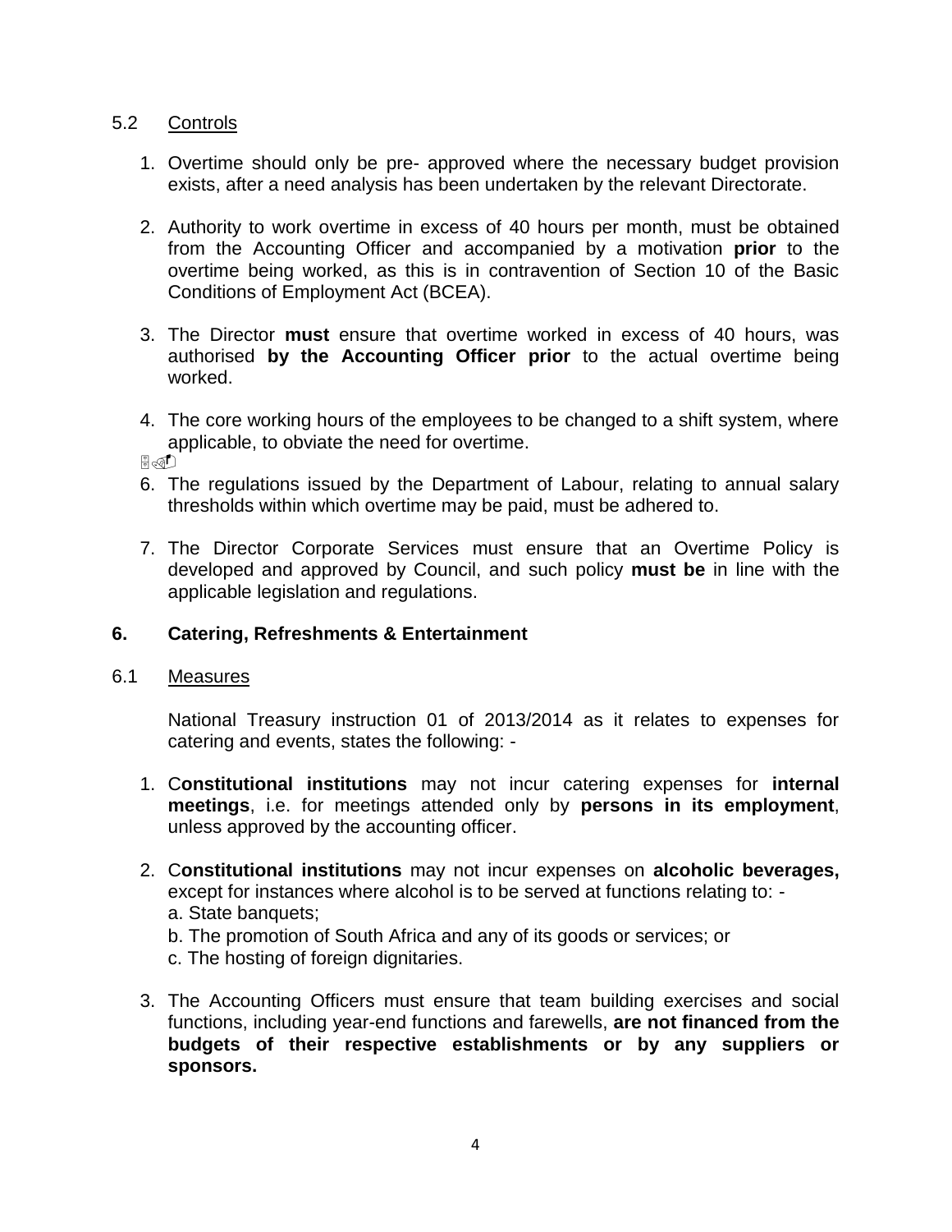5.2 Controls

1. Overtime should only be pre- approved where the necessary budget provision exists, after a need analysis has been undertaken by the relevant Directorate.

2. Authority to work overtime in excess of 40 hours per month, must be obtained from the Accounting Officer and accompanied by a motivation **prior** to the overtime being worked, as this is in contravention of Section 10 of the Basic Conditions of Employment Act (BCEA).

3. The Director **must** ensure that overtime worked in excess of 40 hours, was authorised **by the Accounting Officer prior** to the actual overtime being worked.

4. The core working hours of the employees to be changed to a shift system, where applicable, to obviate the need for overtime.

6. The regulations issued by the Department of Labour, relating to annual salary thresholds within which overtime may be paid, must be adhered to.

7. The Director Corporate Services must ensure that an Overtime Policy is developed and approved by Council, and such policy **must be** in line with the applicable legislation and regulations.

## 6. Catering, Refreshments & Entertainment

6.1 Measures

National Treasury instruction 01 of 2013/2014 as it relates to expenses for catering and events, states the following: -

1. C**onstitutional institutions** may not incur catering expenses for **internal meetings**, i.e. for meetings attended only by **persons in its employment**, unless approved by the accounting officer.

2. C**onstitutional institutions** may not incur expenses on **alcoholic beverages,** except for instances where alcohol is to be served at functions relating to: -
   a. State banquets;
   b. The promotion of South Africa and any of its goods or services; or
   c. The hosting of foreign dignitaries.

3. The Accounting Officers must ensure that team building exercises and social functions, including year-end functions and farewells, **are not financed from the budgets of their respective establishments or by any suppliers or sponsors.**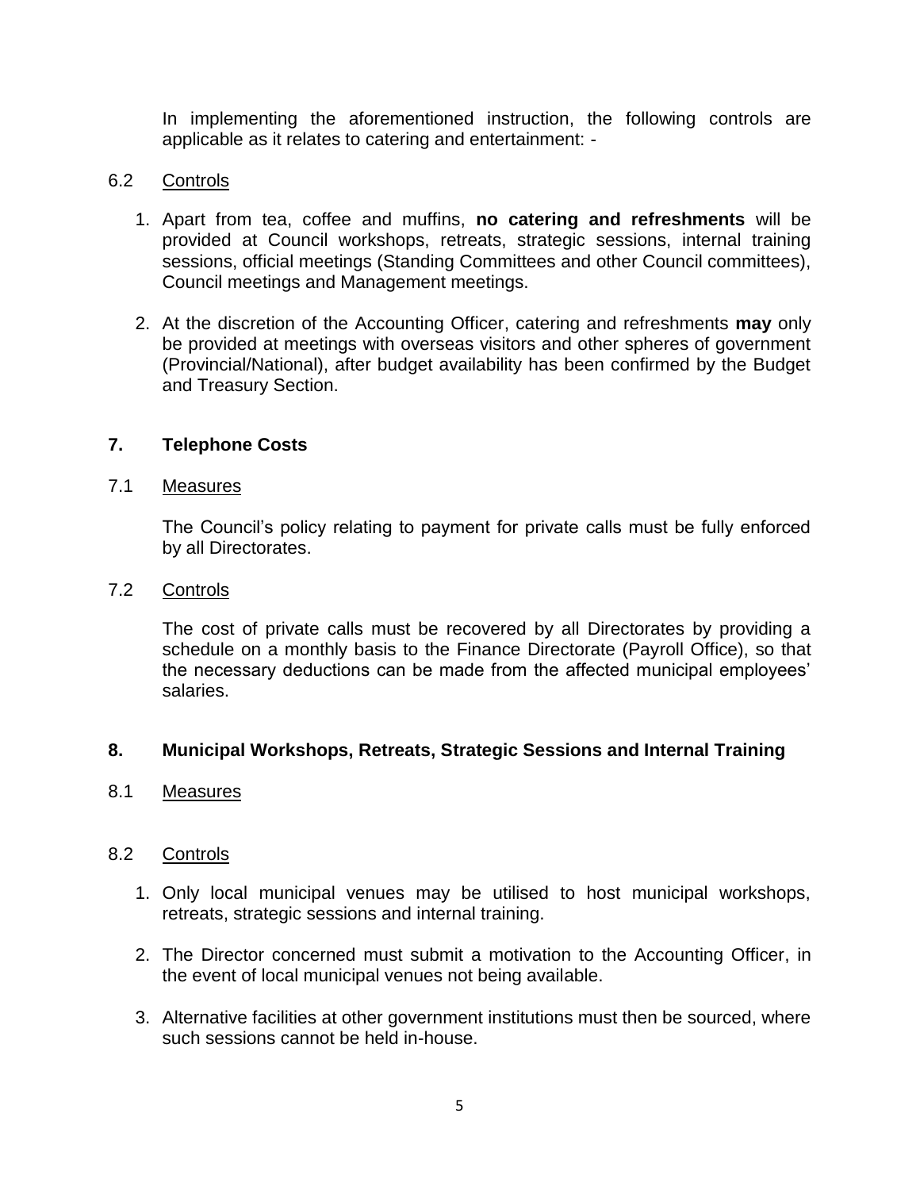In implementing the aforementioned instruction, the following controls are applicable as it relates to catering and entertainment: -

6.2 Controls

1. Apart from tea, coffee and muffins, **no catering and refreshments** will be provided at Council workshops, retreats, strategic sessions, internal training sessions, official meetings (Standing Committees and other Council committees), Council meetings and Management meetings.
2. At the discretion of the Accounting Officer, catering and refreshments **may** only be provided at meetings with overseas visitors and other spheres of government (Provincial/National), after budget availability has been confirmed by the Budget and Treasury Section.

## 7. Telephone Costs

7.1 Measures

The Council's policy relating to payment for private calls must be fully enforced by all Directorates.

7.2 Controls

The cost of private calls must be recovered by all Directorates by providing a schedule on a monthly basis to the Finance Directorate (Payroll Office), so that the necessary deductions can be made from the affected municipal employees' salaries.

## 8. Municipal Workshops, Retreats, Strategic Sessions and Internal Training

8.1 Measures

8.2 Controls

1. Only local municipal venues may be utilised to host municipal workshops, retreats, strategic sessions and internal training.
2. The Director concerned must submit a motivation to the Accounting Officer, in the event of local municipal venues not being available.
3. Alternative facilities at other government institutions must then be sourced, where such sessions cannot be held in-house.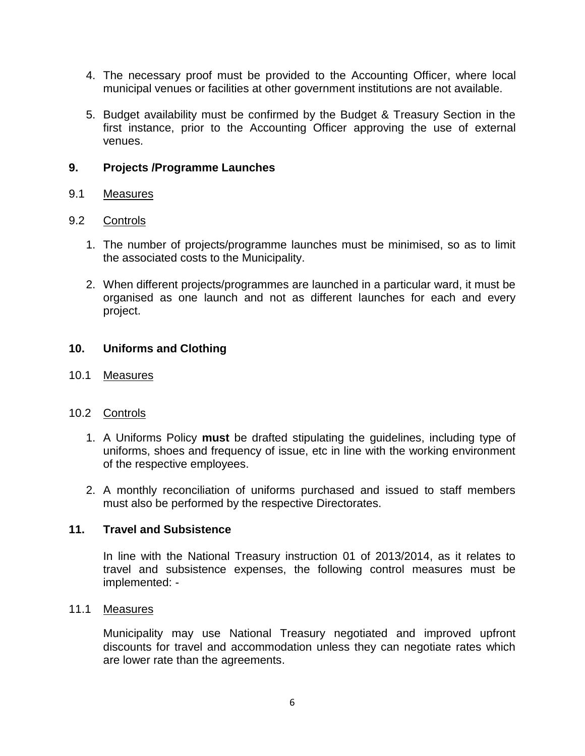4. The necessary proof must be provided to the Accounting Officer, where local municipal venues or facilities at other government institutions are not available.

5. Budget availability must be confirmed by the Budget & Treasury Section in the first instance, prior to the Accounting Officer approving the use of external venues.

## 9. Projects /Programme Launches

9.1 Measures

9.2 Controls

1. The number of projects/programme launches must be minimised, so as to limit the associated costs to the Municipality.

2. When different projects/programmes are launched in a particular ward, it must be organised as one launch and not as different launches for each and every project.

## 10. Uniforms and Clothing

10.1 Measures

10.2 Controls

1. A Uniforms Policy **must** be drafted stipulating the guidelines, including type of uniforms, shoes and frequency of issue, etc in line with the working environment of the respective employees.

2. A monthly reconciliation of uniforms purchased and issued to staff members must also be performed by the respective Directorates.

## 11. Travel and Subsistence

In line with the National Treasury instruction 01 of 2013/2014, as it relates to travel and subsistence expenses, the following control measures must be implemented: -

11.1 Measures

Municipality may use National Treasury negotiated and improved upfront discounts for travel and accommodation unless they can negotiate rates which are lower rate than the agreements.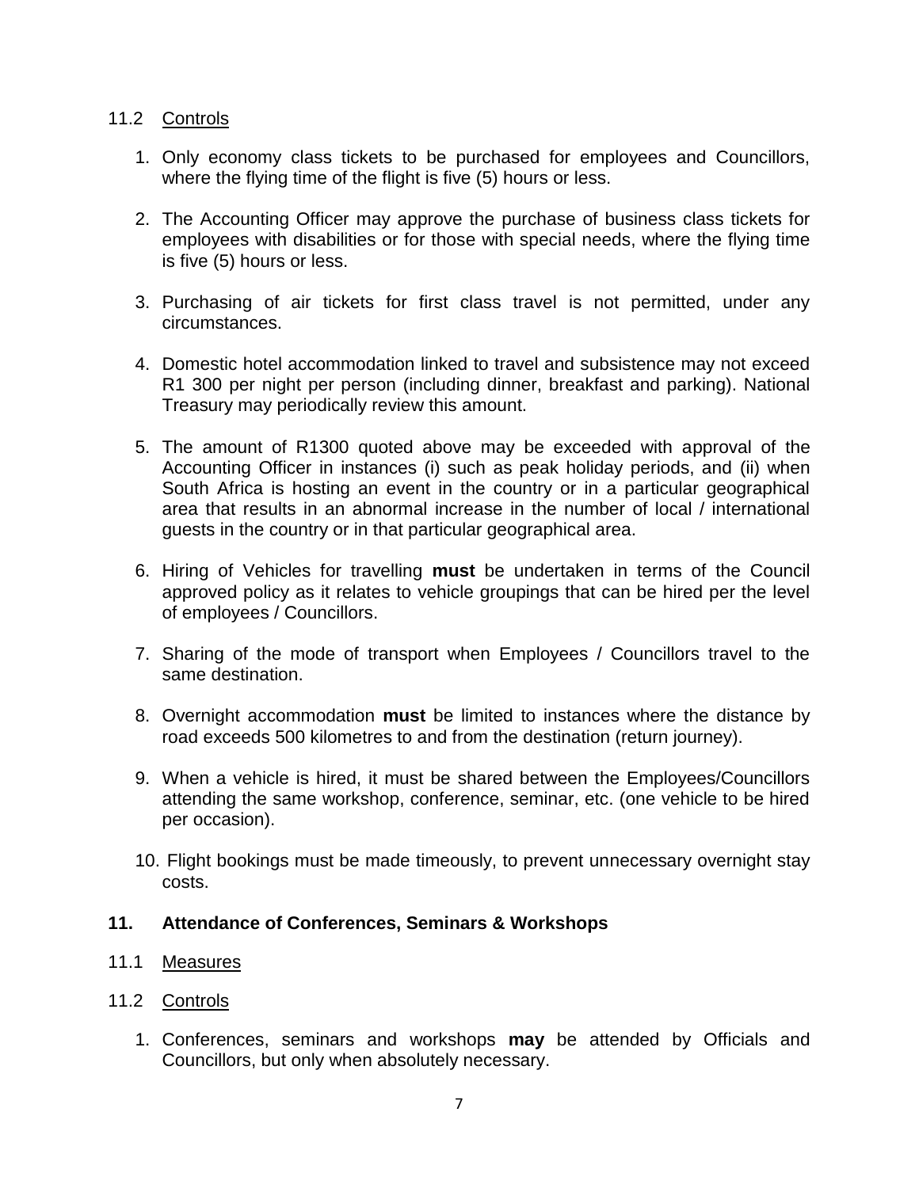11.2 Controls

1. Only economy class tickets to be purchased for employees and Councillors, where the flying time of the flight is five (5) hours or less.

2. The Accounting Officer may approve the purchase of business class tickets for employees with disabilities or for those with special needs, where the flying time is five (5) hours or less.

3. Purchasing of air tickets for first class travel is not permitted, under any circumstances.

4. Domestic hotel accommodation linked to travel and subsistence may not exceed R1 300 per night per person (including dinner, breakfast and parking). National Treasury may periodically review this amount.

5. The amount of R1300 quoted above may be exceeded with approval of the Accounting Officer in instances (i) such as peak holiday periods, and (ii) when South Africa is hosting an event in the country or in a particular geographical area that results in an abnormal increase in the number of local / international guests in the country or in that particular geographical area.

6. Hiring of Vehicles for travelling **must** be undertaken in terms of the Council approved policy as it relates to vehicle groupings that can be hired per the level of employees / Councillors.

7. Sharing of the mode of transport when Employees / Councillors travel to the same destination.

8. Overnight accommodation **must** be limited to instances where the distance by road exceeds 500 kilometres to and from the destination (return journey).

9. When a vehicle is hired, it must be shared between the Employees/Councillors attending the same workshop, conference, seminar, etc. (one vehicle to be hired per occasion).

10. Flight bookings must be made timeously, to prevent unnecessary overnight stay costs.

## 11. Attendance of Conferences, Seminars & Workshops

11.1 Measures

11.2 Controls

1. Conferences, seminars and workshops **may** be attended by Officials and Councillors, but only when absolutely necessary.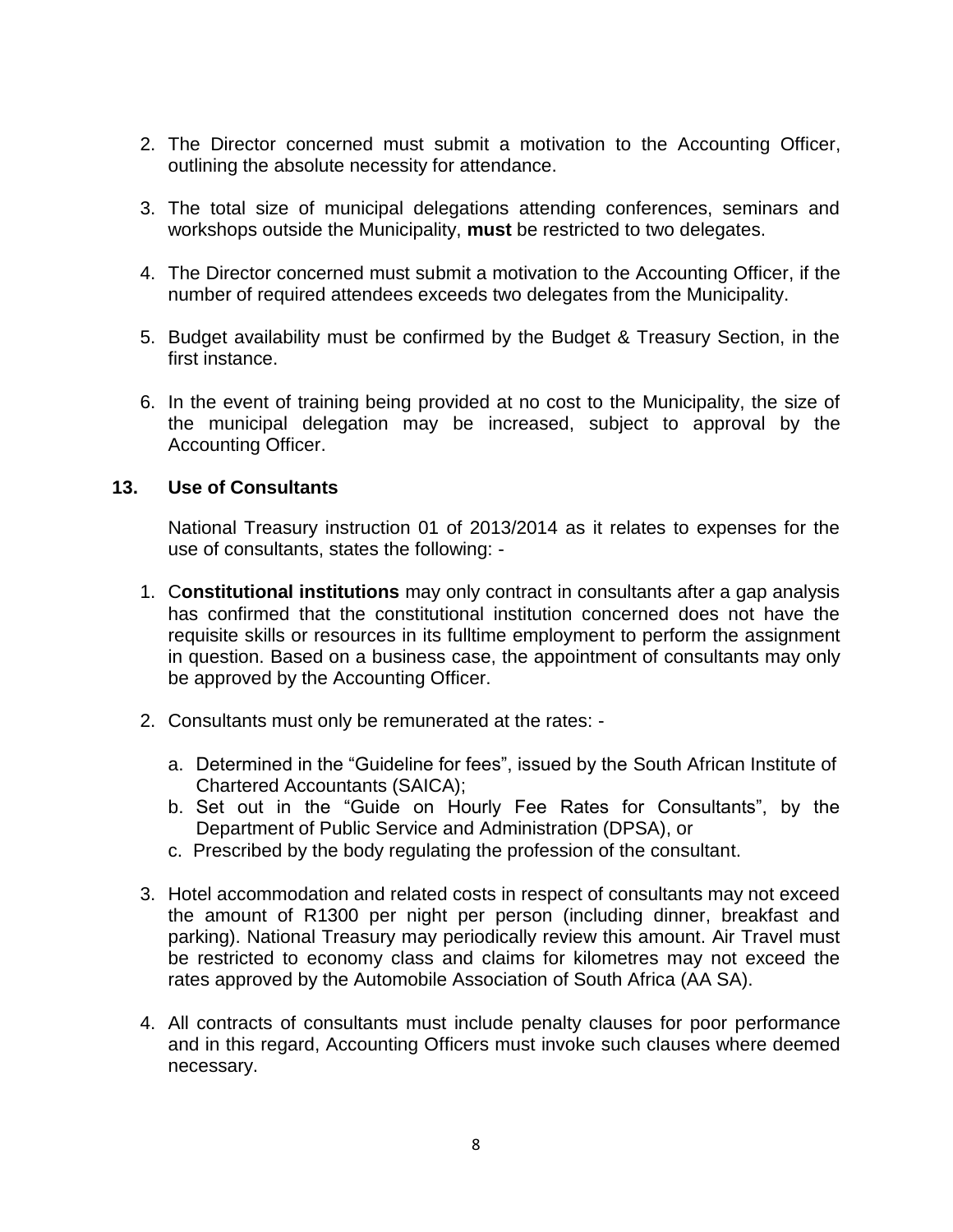2. The Director concerned must submit a motivation to the Accounting Officer, outlining the absolute necessity for attendance.

3. The total size of municipal delegations attending conferences, seminars and workshops outside the Municipality, **must** be restricted to two delegates.

4. The Director concerned must submit a motivation to the Accounting Officer, if the number of required attendees exceeds two delegates from the Municipality.

5. Budget availability must be confirmed by the Budget & Treasury Section, in the first instance.

6. In the event of training being provided at no cost to the Municipality, the size of the municipal delegation may be increased, subject to approval by the Accounting Officer.

### 13. Use of Consultants

National Treasury instruction 01 of 2013/2014 as it relates to expenses for the use of consultants, states the following: -

1. C**onstitutional institutions** may only contract in consultants after a gap analysis has confirmed that the constitutional institution concerned does not have the requisite skills or resources in its fulltime employment to perform the assignment in question. Based on a business case, the appointment of consultants may only be approved by the Accounting Officer.

2. Consultants must only be remunerated at the rates: -

   a. Determined in the "Guideline for fees", issued by the South African Institute of Chartered Accountants (SAICA);
   b. Set out in the "Guide on Hourly Fee Rates for Consultants", by the Department of Public Service and Administration (DPSA), or
   c. Prescribed by the body regulating the profession of the consultant.

3. Hotel accommodation and related costs in respect of consultants may not exceed the amount of R1300 per night per person (including dinner, breakfast and parking). National Treasury may periodically review this amount. Air Travel must be restricted to economy class and claims for kilometres may not exceed the rates approved by the Automobile Association of South Africa (AA SA).

4. All contracts of consultants must include penalty clauses for poor performance and in this regard, Accounting Officers must invoke such clauses where deemed necessary.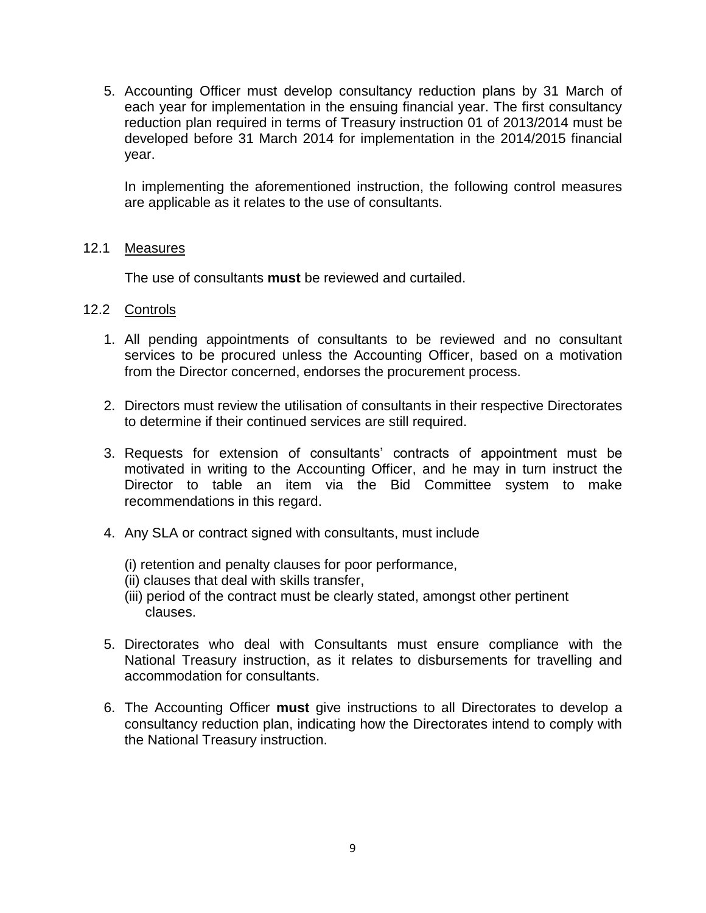5. Accounting Officer must develop consultancy reduction plans by 31 March of each year for implementation in the ensuing financial year. The first consultancy reduction plan required in terms of Treasury instruction 01 of 2013/2014 must be developed before 31 March 2014 for implementation in the 2014/2015 financial year.

   In implementing the aforementioned instruction, the following control measures are applicable as it relates to the use of consultants.

12.1 Measures

The use of consultants **must** be reviewed and curtailed.

12.2 Controls

1. All pending appointments of consultants to be reviewed and no consultant services to be procured unless the Accounting Officer, based on a motivation from the Director concerned, endorses the procurement process.

2. Directors must review the utilisation of consultants in their respective Directorates to determine if their continued services are still required.

3. Requests for extension of consultants' contracts of appointment must be motivated in writing to the Accounting Officer, and he may in turn instruct the Director to table an item via the Bid Committee system to make recommendations in this regard.

4. Any SLA or contract signed with consultants, must include

   (i) retention and penalty clauses for poor performance,
   (ii) clauses that deal with skills transfer,
   (iii) period of the contract must be clearly stated, amongst other pertinent clauses.

5. Directorates who deal with Consultants must ensure compliance with the National Treasury instruction, as it relates to disbursements for travelling and accommodation for consultants.

6. The Accounting Officer **must** give instructions to all Directorates to develop a consultancy reduction plan, indicating how the Directorates intend to comply with the National Treasury instruction.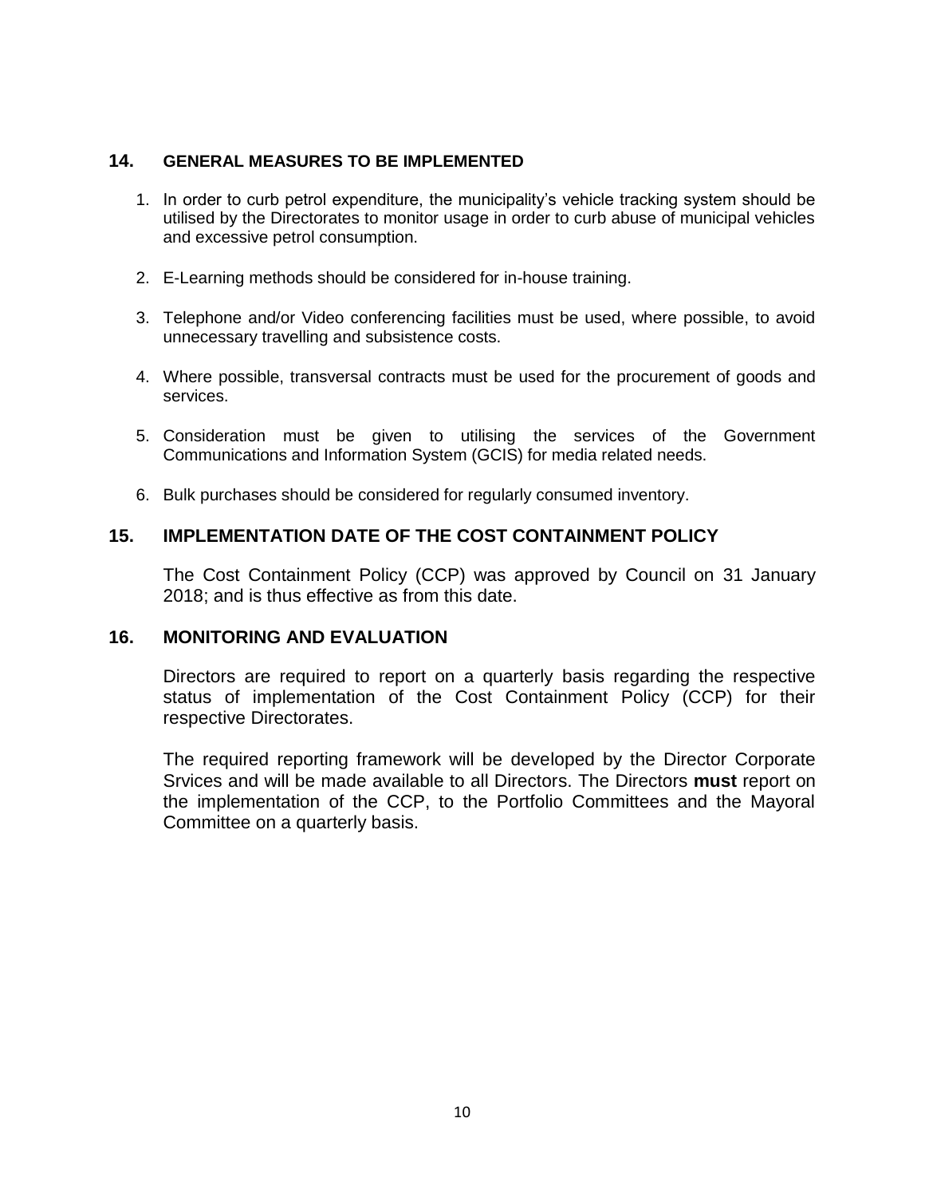## 14. GENERAL MEASURES TO BE IMPLEMENTED

1. In order to curb petrol expenditure, the municipality's vehicle tracking system should be utilised by the Directorates to monitor usage in order to curb abuse of municipal vehicles and excessive petrol consumption.

2. E-Learning methods should be considered for in-house training.

3. Telephone and/or Video conferencing facilities must be used, where possible, to avoid unnecessary travelling and subsistence costs.

4. Where possible, transversal contracts must be used for the procurement of goods and services.

5. Consideration must be given to utilising the services of the Government Communications and Information System (GCIS) for media related needs.

6. Bulk purchases should be considered for regularly consumed inventory.

## 15. IMPLEMENTATION DATE OF THE COST CONTAINMENT POLICY

The Cost Containment Policy (CCP) was approved by Council on 31 January 2018; and is thus effective as from this date.

## 16. MONITORING AND EVALUATION

Directors are required to report on a quarterly basis regarding the respective status of implementation of the Cost Containment Policy (CCP) for their respective Directorates.

The required reporting framework will be developed by the Director Corporate Srvices and will be made available to all Directors. The Directors **must** report on the implementation of the CCP, to the Portfolio Committees and the Mayoral Committee on a quarterly basis.